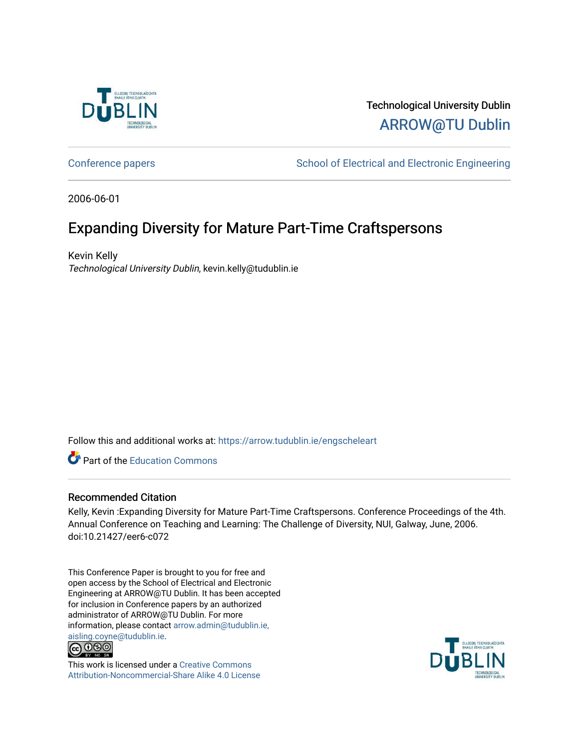Technological University Dublin

ARROW@TU Dublin

Conference papers

School of Electrical and Electronic Engineering

2006-06-01

# Expanding Diversity for Mature Part-Time Craftspersons

Kevin Kelly

*Technological University Dublin*, kevin.kelly@tudublin.ie

Follow this and additional works at: https://arrow.tudublin.ie/engscheleart

Part of the Education Commons

## Recommended Citation

Kelly, Kevin :Expanding Diversity for Mature Part-Time Craftspersons. Conference Proceedings of the 4th. Annual Conference on Teaching and Learning: The Challenge of Diversity, NUI, Galway, June, 2006. doi:10.21427/eer6-c072

This Conference Paper is brought to you for free and open access by the School of Electrical and Electronic Engineering at ARROW@TU Dublin. It has been accepted for inclusion in Conference papers by an authorized administrator of ARROW@TU Dublin. For more information, please contact arrow.admin@tudublin.ie, aisling.coyne@tudublin.ie.

This work is licensed under a Creative Commons Attribution-Noncommercial-Share Alike 4.0 License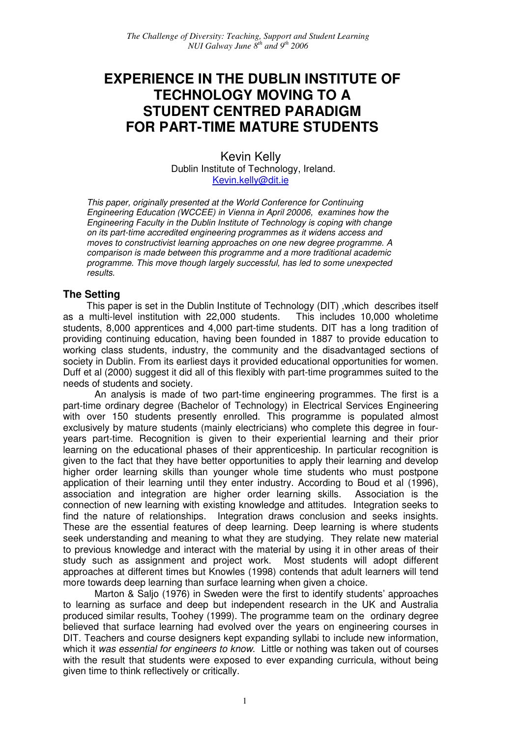# EXPERIENCE IN THE DUBLIN INSTITUTE OF TECHNOLOGY MOVING TO A STUDENT CENTRED PARADIGM FOR PART-TIME MATURE STUDENTS

Kevin Kelly
Dublin Institute of Technology, Ireland.
Kevin.kelly@dit.ie

*This paper, originally presented at the World Conference for Continuing Engineering Education (WCCEE) in Vienna in April 20006, examines how the Engineering Faculty in the Dublin Institute of Technology is coping with change on its part-time accredited engineering programmes as it widens access and moves to constructivist learning approaches on one new degree programme. A comparison is made between this programme and a more traditional academic programme. This move though largely successful, has led to some unexpected results.*

## The Setting

This paper is set in the Dublin Institute of Technology (DIT) ,which describes itself as a multi-level institution with 22,000 students. This includes 10,000 wholetime students, 8,000 apprentices and 4,000 part-time students. DIT has a long tradition of providing continuing education, having been founded in 1887 to provide education to working class students, industry, the community and the disadvantaged sections of society in Dublin. From its earliest days it provided educational opportunities for women. Duff et al (2000) suggest it did all of this flexibly with part-time programmes suited to the needs of students and society.

An analysis is made of two part-time engineering programmes. The first is a part-time ordinary degree (Bachelor of Technology) in Electrical Services Engineering with over 150 students presently enrolled. This programme is populated almost exclusively by mature students (mainly electricians) who complete this degree in four-years part-time. Recognition is given to their experiential learning and their prior learning on the educational phases of their apprenticeship. In particular recognition is given to the fact that they have better opportunities to apply their learning and develop higher order learning skills than younger whole time students who must postpone application of their learning until they enter industry. According to Boud et al (1996), association and integration are higher order learning skills. Association is the connection of new learning with existing knowledge and attitudes. Integration seeks to find the nature of relationships. Integration draws conclusion and seeks insights. These are the essential features of deep learning. Deep learning is where students seek understanding and meaning to what they are studying. They relate new material to previous knowledge and interact with the material by using it in other areas of their study such as assignment and project work. Most students will adopt different approaches at different times but Knowles (1998) contends that adult learners will tend more towards deep learning than surface learning when given a choice.

Marton & Saljo (1976) in Sweden were the first to identify students' approaches to learning as surface and deep but independent research in the UK and Australia produced similar results, Toohey (1999). The programme team on the ordinary degree believed that surface learning had evolved over the years on engineering courses in DIT. Teachers and course designers kept expanding syllabi to include new information, which it *was essential for engineers to know*. Little or nothing was taken out of courses with the result that students were exposed to ever expanding curricula, without being given time to think reflectively or critically.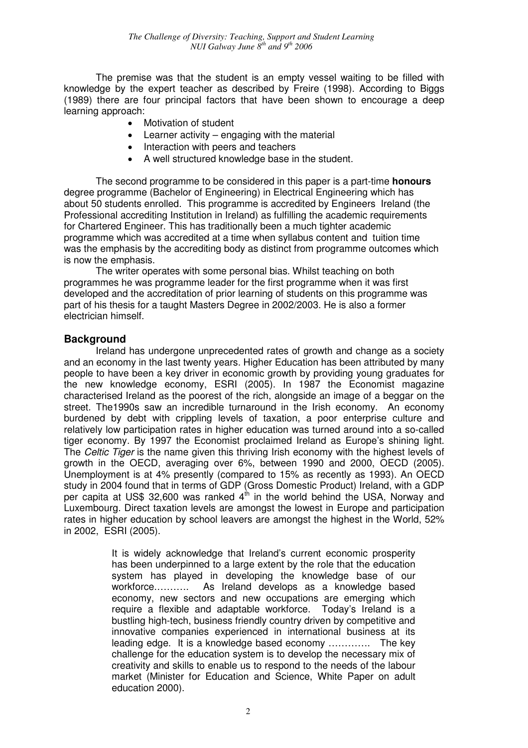The premise was that the student is an empty vessel waiting to be filled with knowledge by the expert teacher as described by Freire (1998). According to Biggs (1989) there are four principal factors that have been shown to encourage a deep learning approach:

- Motivation of student
- Learner activity – engaging with the material
- Interaction with peers and teachers
- A well structured knowledge base in the student.

The second programme to be considered in this paper is a part-time **honours** degree programme (Bachelor of Engineering) in Electrical Engineering which has about 50 students enrolled. This programme is accredited by Engineers Ireland (the Professional accrediting Institution in Ireland) as fulfilling the academic requirements for Chartered Engineer. This has traditionally been a much tighter academic programme which was accredited at a time when syllabus content and tuition time was the emphasis by the accrediting body as distinct from programme outcomes which is now the emphasis.

The writer operates with some personal bias. Whilst teaching on both programmes he was programme leader for the first programme when it was first developed and the accreditation of prior learning of students on this programme was part of his thesis for a taught Masters Degree in 2002/2003. He is also a former electrician himself.

## Background

Ireland has undergone unprecedented rates of growth and change as a society and an economy in the last twenty years. Higher Education has been attributed by many people to have been a key driver in economic growth by providing young graduates for the new knowledge economy, ESRI (2005). In 1987 the Economist magazine characterised Ireland as the poorest of the rich, alongside an image of a beggar on the street. The1990s saw an incredible turnaround in the Irish economy. An economy burdened by debt with crippling levels of taxation, a poor enterprise culture and relatively low participation rates in higher education was turned around into a so-called tiger economy. By 1997 the Economist proclaimed Ireland as Europe's shining light. The *Celtic Tiger* is the name given this thriving Irish economy with the highest levels of growth in the OECD, averaging over 6%, between 1990 and 2000, OECD (2005). Unemployment is at 4% presently (compared to 15% as recently as 1993). An OECD study in 2004 found that in terms of GDP (Gross Domestic Product) Ireland, with a GDP per capita at US$ 32,600 was ranked 4th in the world behind the USA, Norway and Luxembourg. Direct taxation levels are amongst the lowest in Europe and participation rates in higher education by school leavers are amongst the highest in the World, 52% in 2002, ESRI (2005).

> It is widely acknowledge that Ireland's current economic prosperity has been underpinned to a large extent by the role that the education system has played in developing the knowledge base of our workforce………. As Ireland develops as a knowledge based economy, new sectors and new occupations are emerging which require a flexible and adaptable workforce. Today's Ireland is a bustling high-tech, business friendly country driven by competitive and innovative companies experienced in international business at its leading edge. It is a knowledge based economy …………. The key challenge for the education system is to develop the necessary mix of creativity and skills to enable us to respond to the needs of the labour market (Minister for Education and Science, White Paper on adult education 2000).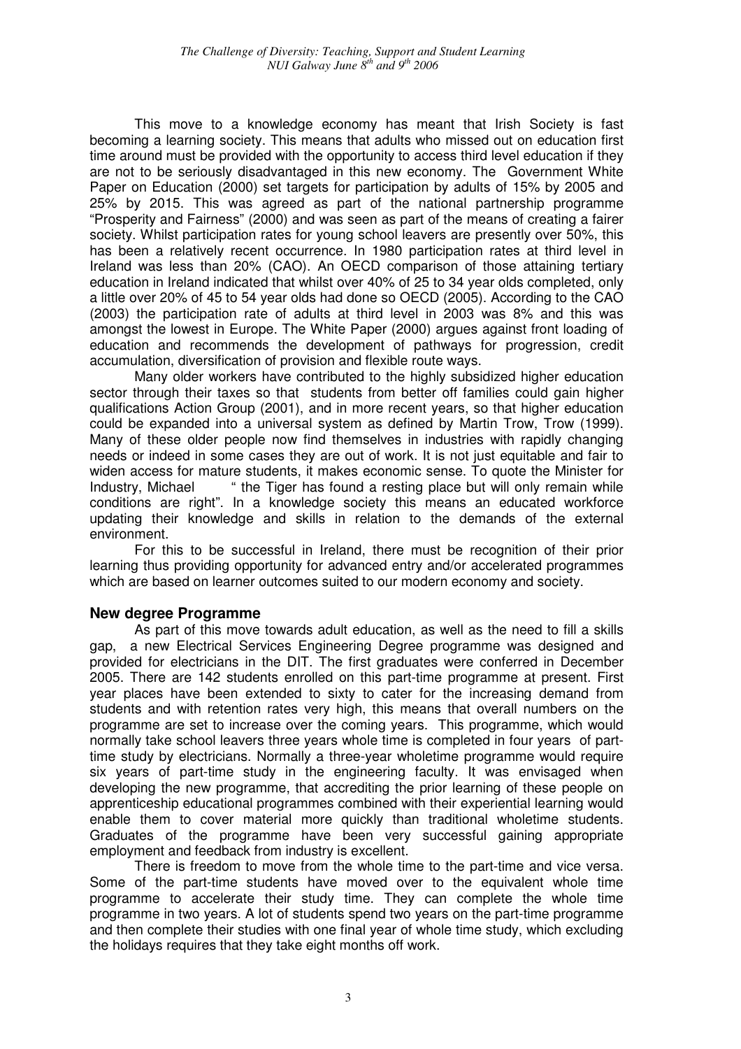This move to a knowledge economy has meant that Irish Society is fast becoming a learning society. This means that adults who missed out on education first time around must be provided with the opportunity to access third level education if they are not to be seriously disadvantaged in this new economy. The Government White Paper on Education (2000) set targets for participation by adults of 15% by 2005 and 25% by 2015. This was agreed as part of the national partnership programme "Prosperity and Fairness" (2000) and was seen as part of the means of creating a fairer society. Whilst participation rates for young school leavers are presently over 50%, this has been a relatively recent occurrence. In 1980 participation rates at third level in Ireland was less than 20% (CAO). An OECD comparison of those attaining tertiary education in Ireland indicated that whilst over 40% of 25 to 34 year olds completed, only a little over 20% of 45 to 54 year olds had done so OECD (2005). According to the CAO (2003) the participation rate of adults at third level in 2003 was 8% and this was amongst the lowest in Europe. The White Paper (2000) argues against front loading of education and recommends the development of pathways for progression, credit accumulation, diversification of provision and flexible route ways.

Many older workers have contributed to the highly subsidized higher education sector through their taxes so that students from better off families could gain higher qualifications Action Group (2001), and in more recent years, so that higher education could be expanded into a universal system as defined by Martin Trow, Trow (1999). Many of these older people now find themselves in industries with rapidly changing needs or indeed in some cases they are out of work. It is not just equitable and fair to widen access for mature students, it makes economic sense. To quote the Minister for Industry, Michael " the Tiger has found a resting place but will only remain while conditions are right". In a knowledge society this means an educated workforce updating their knowledge and skills in relation to the demands of the external environment.

For this to be successful in Ireland, there must be recognition of their prior learning thus providing opportunity for advanced entry and/or accelerated programmes which are based on learner outcomes suited to our modern economy and society.

## New degree Programme

As part of this move towards adult education, as well as the need to fill a skills gap, a new Electrical Services Engineering Degree programme was designed and provided for electricians in the DIT. The first graduates were conferred in December 2005. There are 142 students enrolled on this part-time programme at present. First year places have been extended to sixty to cater for the increasing demand from students and with retention rates very high, this means that overall numbers on the programme are set to increase over the coming years. This programme, which would normally take school leavers three years whole time is completed in four years of part-time study by electricians. Normally a three-year wholetime programme would require six years of part-time study in the engineering faculty. It was envisaged when developing the new programme, that accrediting the prior learning of these people on apprenticeship educational programmes combined with their experiential learning would enable them to cover material more quickly than traditional wholetime students. Graduates of the programme have been very successful gaining appropriate employment and feedback from industry is excellent.

There is freedom to move from the whole time to the part-time and vice versa. Some of the part-time students have moved over to the equivalent whole time programme to accelerate their study time. They can complete the whole time programme in two years. A lot of students spend two years on the part-time programme and then complete their studies with one final year of whole time study, which excluding the holidays requires that they take eight months off work.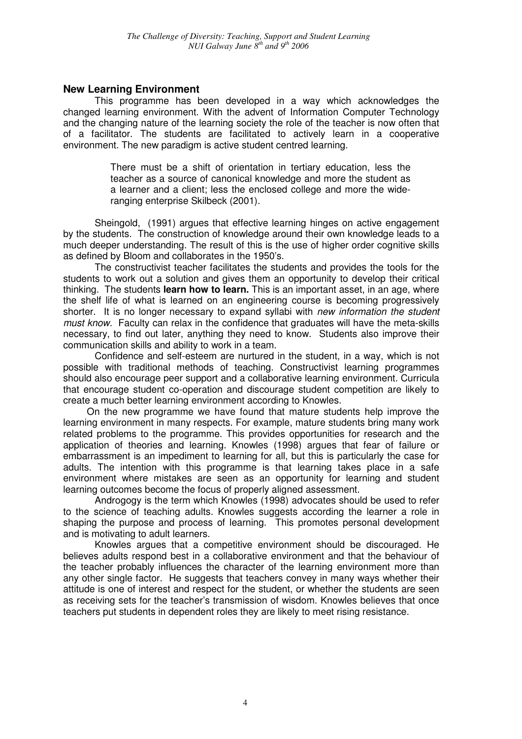## New Learning Environment

This programme has been developed in a way which acknowledges the changed learning environment. With the advent of Information Computer Technology and the changing nature of the learning society the role of the teacher is now often that of a facilitator. The students are facilitated to actively learn in a cooperative environment. The new paradigm is active student centred learning.

> There must be a shift of orientation in tertiary education, less the teacher as a source of canonical knowledge and more the student as a learner and a client; less the enclosed college and more the wide-ranging enterprise Skilbeck (2001).

Sheingold, (1991) argues that effective learning hinges on active engagement by the students. The construction of knowledge around their own knowledge leads to a much deeper understanding. The result of this is the use of higher order cognitive skills as defined by Bloom and collaborates in the 1950's.

The constructivist teacher facilitates the students and provides the tools for the students to work out a solution and gives them an opportunity to develop their critical thinking. The students **learn how to learn.** This is an important asset, in an age, where the shelf life of what is learned on an engineering course is becoming progressively shorter. It is no longer necessary to expand syllabi with *new information the student must know.* Faculty can relax in the confidence that graduates will have the meta-skills necessary, to find out later, anything they need to know. Students also improve their communication skills and ability to work in a team.

Confidence and self-esteem are nurtured in the student, in a way, which is not possible with traditional methods of teaching. Constructivist learning programmes should also encourage peer support and a collaborative learning environment. Curricula that encourage student co-operation and discourage student competition are likely to create a much better learning environment according to Knowles.

On the new programme we have found that mature students help improve the learning environment in many respects. For example, mature students bring many work related problems to the programme. This provides opportunities for research and the application of theories and learning. Knowles (1998) argues that fear of failure or embarrassment is an impediment to learning for all, but this is particularly the case for adults. The intention with this programme is that learning takes place in a safe environment where mistakes are seen as an opportunity for learning and student learning outcomes become the focus of properly aligned assessment.

Androgogy is the term which Knowles (1998) advocates should be used to refer to the science of teaching adults. Knowles suggests according the learner a role in shaping the purpose and process of learning. This promotes personal development and is motivating to adult learners.

Knowles argues that a competitive environment should be discouraged. He believes adults respond best in a collaborative environment and that the behaviour of the teacher probably influences the character of the learning environment more than any other single factor. He suggests that teachers convey in many ways whether their attitude is one of interest and respect for the student, or whether the students are seen as receiving sets for the teacher's transmission of wisdom. Knowles believes that once teachers put students in dependent roles they are likely to meet rising resistance.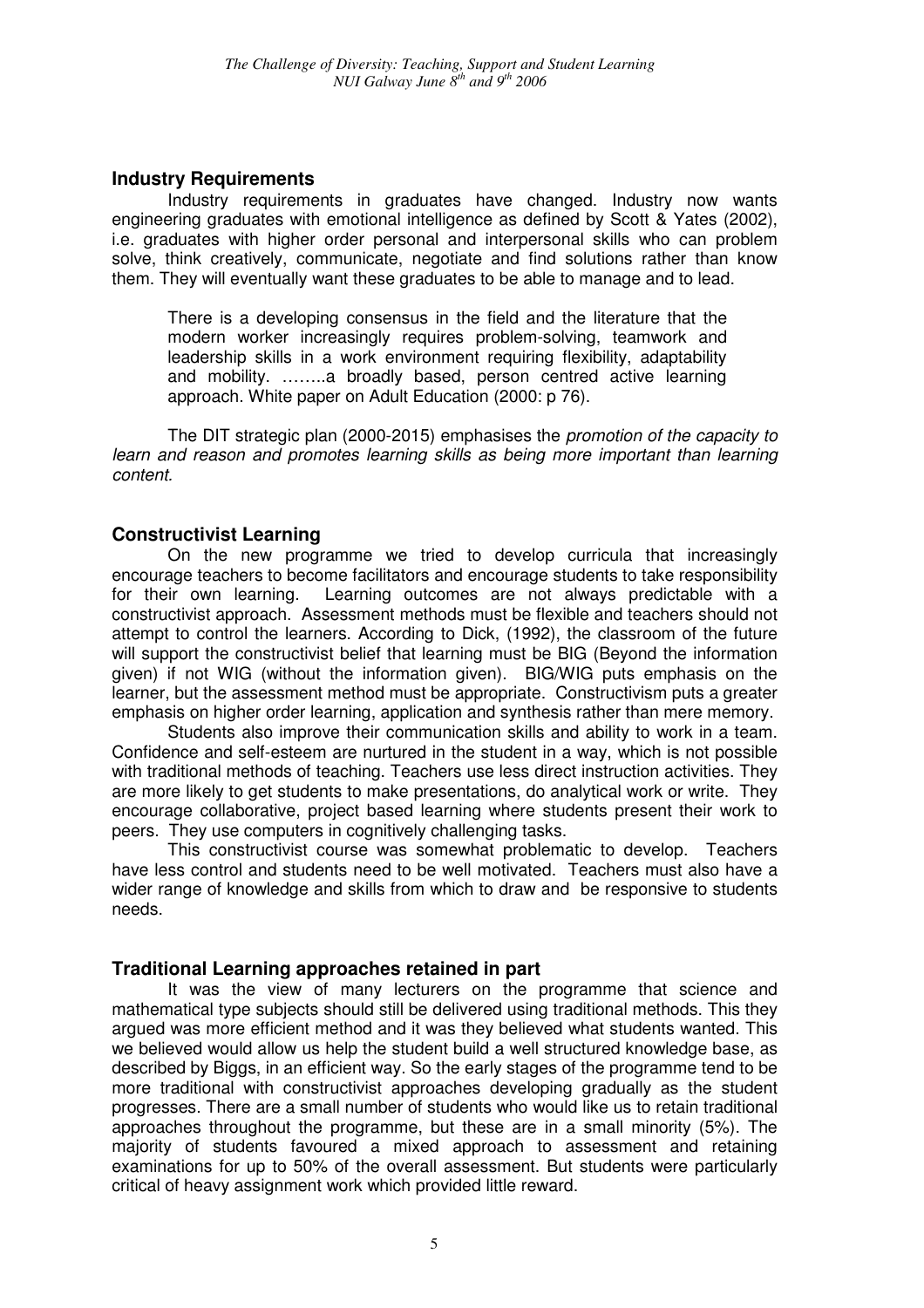## Industry Requirements

Industry requirements in graduates have changed. Industry now wants engineering graduates with emotional intelligence as defined by Scott & Yates (2002), i.e. graduates with higher order personal and interpersonal skills who can problem solve, think creatively, communicate, negotiate and find solutions rather than know them. They will eventually want these graduates to be able to manage and to lead.

> There is a developing consensus in the field and the literature that the modern worker increasingly requires problem-solving, teamwork and leadership skills in a work environment requiring flexibility, adaptability and mobility. ……..a broadly based, person centred active learning approach. White paper on Adult Education (2000: p 76).

The DIT strategic plan (2000-2015) emphasises the *promotion of the capacity to learn and reason and promotes learning skills as being more important than learning content.*

## Constructivist Learning

On the new programme we tried to develop curricula that increasingly encourage teachers to become facilitators and encourage students to take responsibility for their own learning. Learning outcomes are not always predictable with a constructivist approach. Assessment methods must be flexible and teachers should not attempt to control the learners. According to Dick, (1992), the classroom of the future will support the constructivist belief that learning must be BIG (Beyond the information given) if not WIG (without the information given). BIG/WIG puts emphasis on the learner, but the assessment method must be appropriate. Constructivism puts a greater emphasis on higher order learning, application and synthesis rather than mere memory.

Students also improve their communication skills and ability to work in a team. Confidence and self-esteem are nurtured in the student in a way, which is not possible with traditional methods of teaching. Teachers use less direct instruction activities. They are more likely to get students to make presentations, do analytical work or write. They encourage collaborative, project based learning where students present their work to peers. They use computers in cognitively challenging tasks.

This constructivist course was somewhat problematic to develop. Teachers have less control and students need to be well motivated. Teachers must also have a wider range of knowledge and skills from which to draw and be responsive to students needs.

## Traditional Learning approaches retained in part

It was the view of many lecturers on the programme that science and mathematical type subjects should still be delivered using traditional methods. This they argued was more efficient method and it was they believed what students wanted. This we believed would allow us help the student build a well structured knowledge base, as described by Biggs, in an efficient way. So the early stages of the programme tend to be more traditional with constructivist approaches developing gradually as the student progresses. There are a small number of students who would like us to retain traditional approaches throughout the programme, but these are in a small minority (5%). The majority of students favoured a mixed approach to assessment and retaining examinations for up to 50% of the overall assessment. But students were particularly critical of heavy assignment work which provided little reward.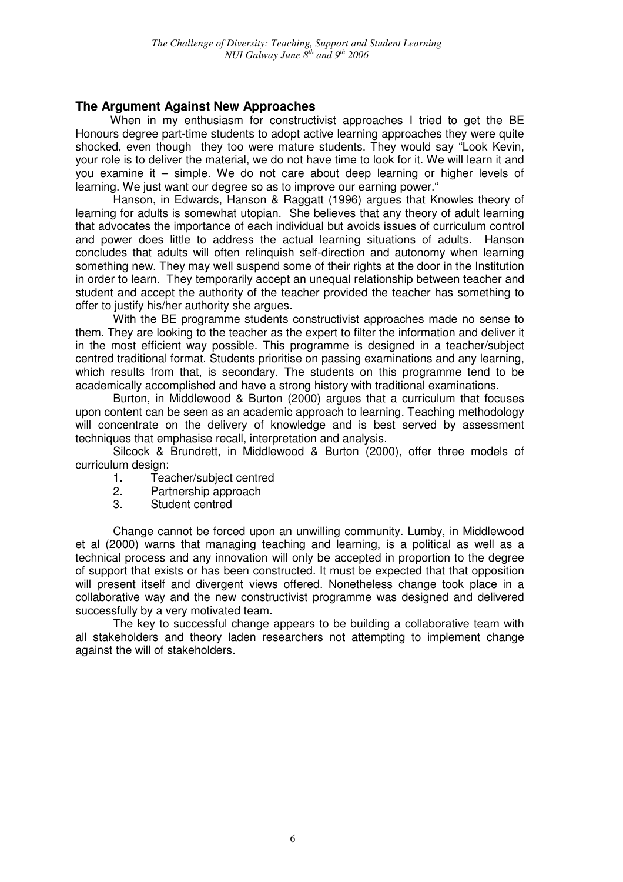## The Argument Against New Approaches

When in my enthusiasm for constructivist approaches I tried to get the BE Honours degree part-time students to adopt active learning approaches they were quite shocked, even though they too were mature students. They would say "Look Kevin, your role is to deliver the material, we do not have time to look for it. We will learn it and you examine it – simple. We do not care about deep learning or higher levels of learning. We just want our degree so as to improve our earning power."

Hanson, in Edwards, Hanson & Raggatt (1996) argues that Knowles theory of learning for adults is somewhat utopian. She believes that any theory of adult learning that advocates the importance of each individual but avoids issues of curriculum control and power does little to address the actual learning situations of adults. Hanson concludes that adults will often relinquish self-direction and autonomy when learning something new. They may well suspend some of their rights at the door in the Institution in order to learn. They temporarily accept an unequal relationship between teacher and student and accept the authority of the teacher provided the teacher has something to offer to justify his/her authority she argues.

With the BE programme students constructivist approaches made no sense to them. They are looking to the teacher as the expert to filter the information and deliver it in the most efficient way possible. This programme is designed in a teacher/subject centred traditional format. Students prioritise on passing examinations and any learning, which results from that, is secondary. The students on this programme tend to be academically accomplished and have a strong history with traditional examinations.

Burton, in Middlewood & Burton (2000) argues that a curriculum that focuses upon content can be seen as an academic approach to learning. Teaching methodology will concentrate on the delivery of knowledge and is best served by assessment techniques that emphasise recall, interpretation and analysis.

Silcock & Brundrett, in Middlewood & Burton (2000), offer three models of curriculum design:

1. Teacher/subject centred
2. Partnership approach
3. Student centred

Change cannot be forced upon an unwilling community. Lumby, in Middlewood et al (2000) warns that managing teaching and learning, is a political as well as a technical process and any innovation will only be accepted in proportion to the degree of support that exists or has been constructed. It must be expected that that opposition will present itself and divergent views offered. Nonetheless change took place in a collaborative way and the new constructivist programme was designed and delivered successfully by a very motivated team.

The key to successful change appears to be building a collaborative team with all stakeholders and theory laden researchers not attempting to implement change against the will of stakeholders.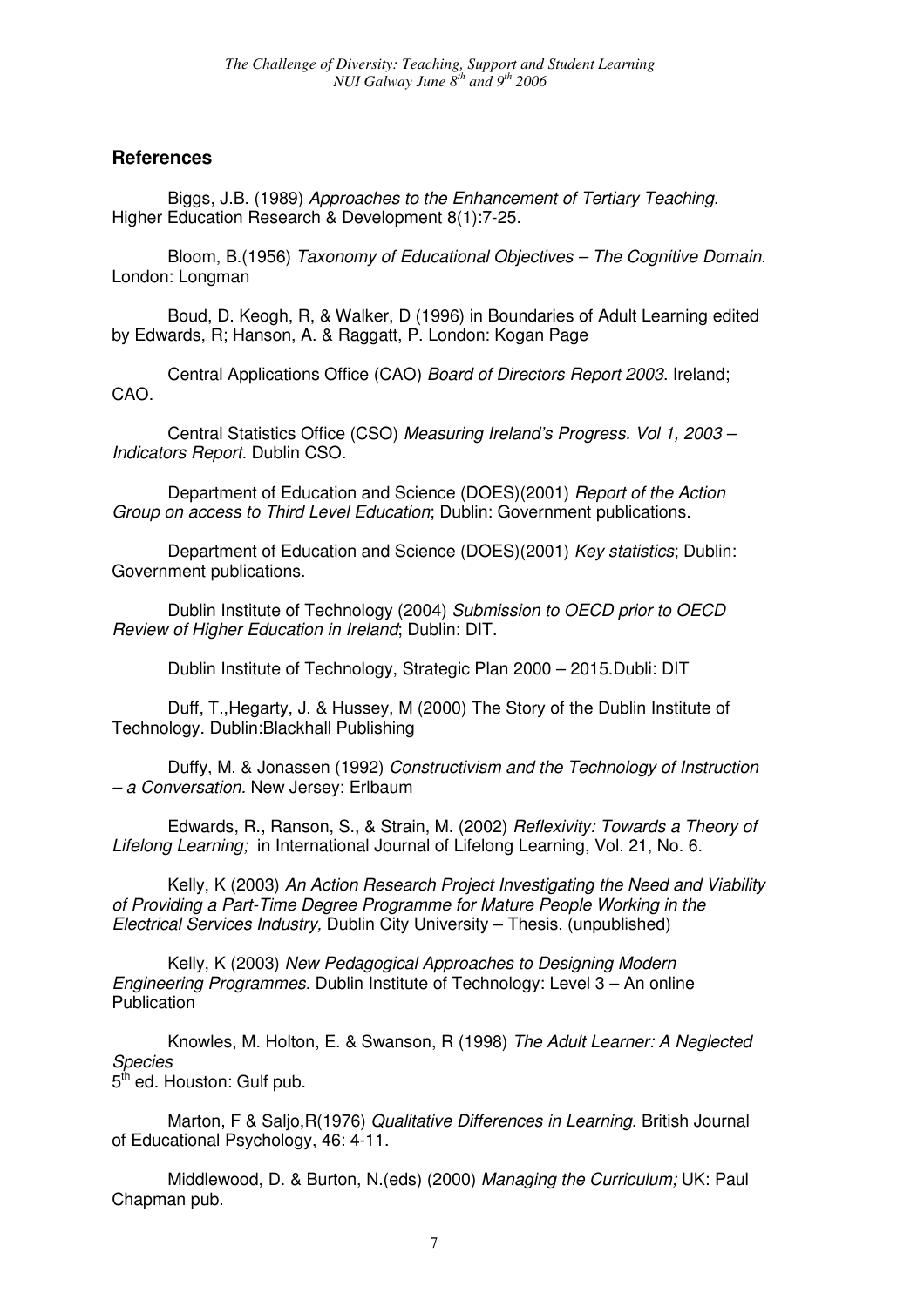## References

Biggs, J.B. (1989) *Approaches to the Enhancement of Tertiary Teaching.* Higher Education Research & Development 8(1):7-25.

Bloom, B.(1956) *Taxonomy of Educational Objectives – The Cognitive Domain*. London: Longman

Boud, D. Keogh, R, & Walker, D (1996) in Boundaries of Adult Learning edited by Edwards, R; Hanson, A. & Raggatt, P. London: Kogan Page

Central Applications Office (CAO) *Board of Directors Report 2003*. Ireland; CAO.

Central Statistics Office (CSO) *Measuring Ireland's Progress. Vol 1, 2003 – Indicators Report.* Dublin CSO.

Department of Education and Science (DOES)(2001) *Report of the Action Group on access to Third Level Education*; Dublin: Government publications.

Department of Education and Science (DOES)(2001) *Key statistics*; Dublin: Government publications.

Dublin Institute of Technology (2004) *Submission to OECD prior to OECD Review of Higher Education in Ireland*; Dublin: DIT.

Dublin Institute of Technology, Strategic Plan 2000 – 2015.Dubli: DIT

Duff, T.,Hegarty, J. & Hussey, M (2000) The Story of the Dublin Institute of Technology. Dublin:Blackhall Publishing

Duffy, M. & Jonassen (1992) *Constructivism and the Technology of Instruction – a Conversation.* New Jersey: Erlbaum

Edwards, R., Ranson, S., & Strain, M. (2002) *Reflexivity: Towards a Theory of Lifelong Learning;* in International Journal of Lifelong Learning, Vol. 21, No. 6.

Kelly, K (2003) *An Action Research Project Investigating the Need and Viability of Providing a Part-Time Degree Programme for Mature People Working in the Electrical Services Industry,* Dublin City University – Thesis. (unpublished)

Kelly, K (2003) *New Pedagogical Approaches to Designing Modern Engineering Programmes.* Dublin Institute of Technology: Level 3 – An online Publication

Knowles, M. Holton, E. & Swanson, R (1998) *The Adult Learner: A Neglected Species*
5th ed. Houston: Gulf pub.

Marton, F & Saljo,R(1976) *Qualitative Differences in Learning.* British Journal of Educational Psychology, 46: 4-11.

Middlewood, D. & Burton, N.(eds) (2000) *Managing the Curriculum;* UK: Paul Chapman pub.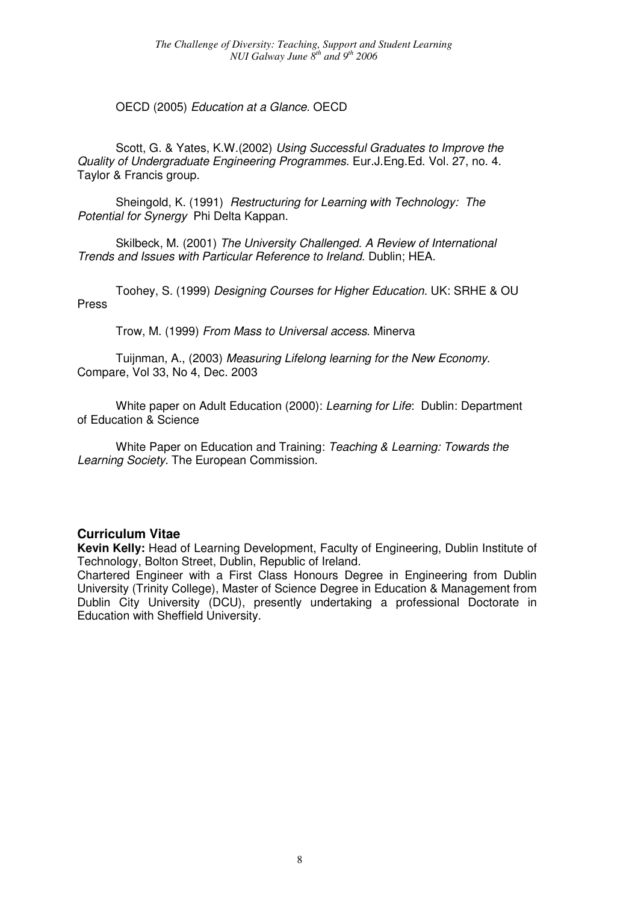OECD (2005) *Education at a Glance.* OECD

Scott, G. & Yates, K.W.(2002) *Using Successful Graduates to Improve the Quality of Undergraduate Engineering Programmes.* Eur.J.Eng.Ed. Vol. 27, no. 4. Taylor & Francis group.

Sheingold, K. (1991) *Restructuring for Learning with Technology: The Potential for Synergy* Phi Delta Kappan.

Skilbeck, M. (2001) *The University Challenged. A Review of International Trends and Issues with Particular Reference to Ireland.* Dublin; HEA.

Toohey, S. (1999) *Designing Courses for Higher Education.* UK: SRHE & OU Press

Trow, M. (1999) *From Mass to Universal access*. Minerva

Tuijnman, A., (2003) *Measuring Lifelong learning for the New Economy.* Compare, Vol 33, No 4, Dec. 2003

White paper on Adult Education (2000): *Learning for Life*: Dublin: Department of Education & Science

White Paper on Education and Training: *Teaching & Learning: Towards the Learning Society*. The European Commission.

## Curriculum Vitae

**Kevin Kelly:** Head of Learning Development, Faculty of Engineering, Dublin Institute of Technology, Bolton Street, Dublin, Republic of Ireland.
Chartered Engineer with a First Class Honours Degree in Engineering from Dublin University (Trinity College), Master of Science Degree in Education & Management from Dublin City University (DCU), presently undertaking a professional Doctorate in Education with Sheffield University.